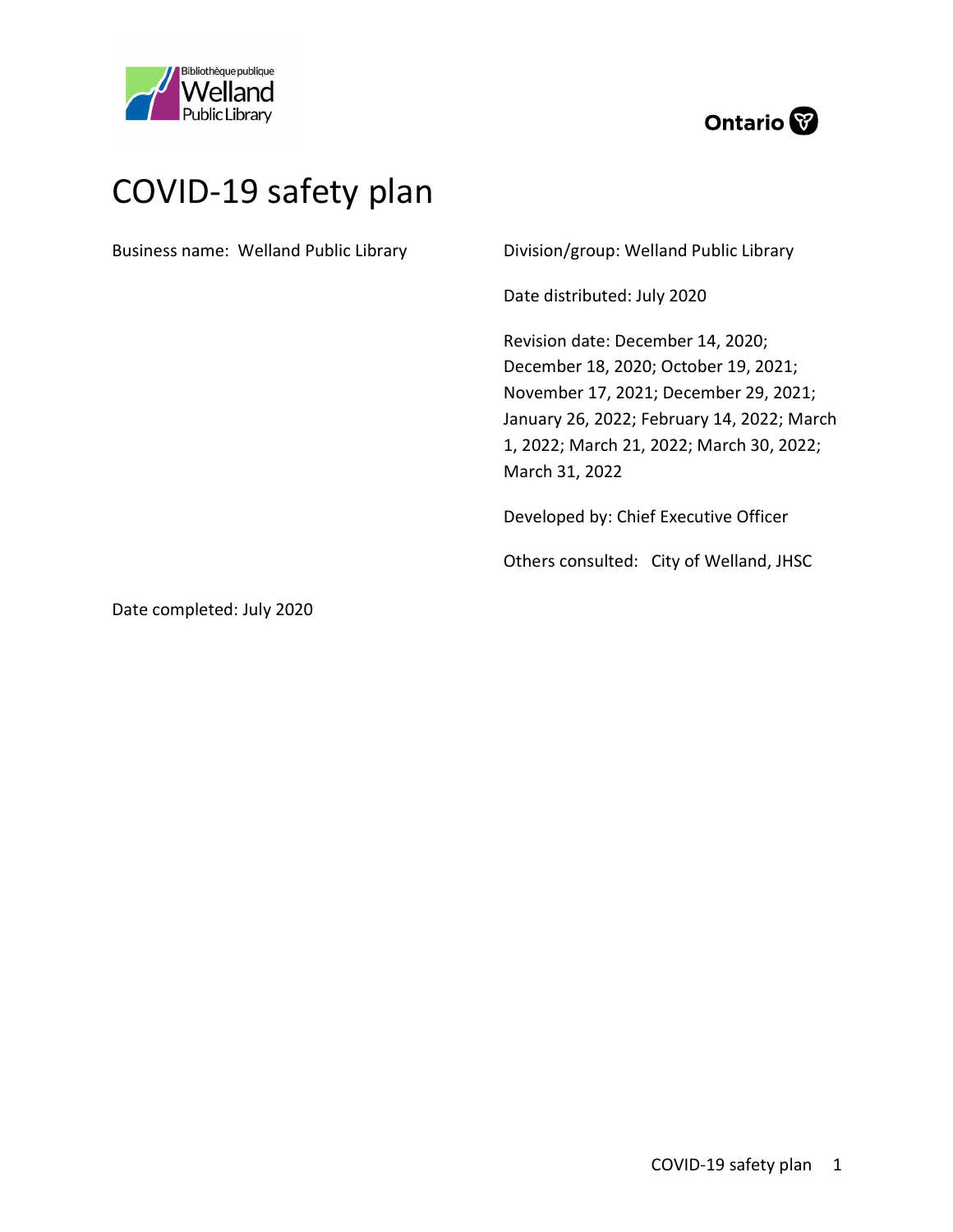# COVID-19 safety plan

Business name: Welland Public Library

Division/group: Welland Public Library

Date distributed: July 2020

Revision date: December 14, 2020; December 18, 2020; October 19, 2021; November 17, 2021; December 29, 2021; January 26, 2022; February 14, 2022; March 1, 2022; March 21, 2022; March 30, 2022; March 31, 2022

Developed by: Chief Executive Officer

Others consulted: City of Welland, JHSC

Date completed: July 2020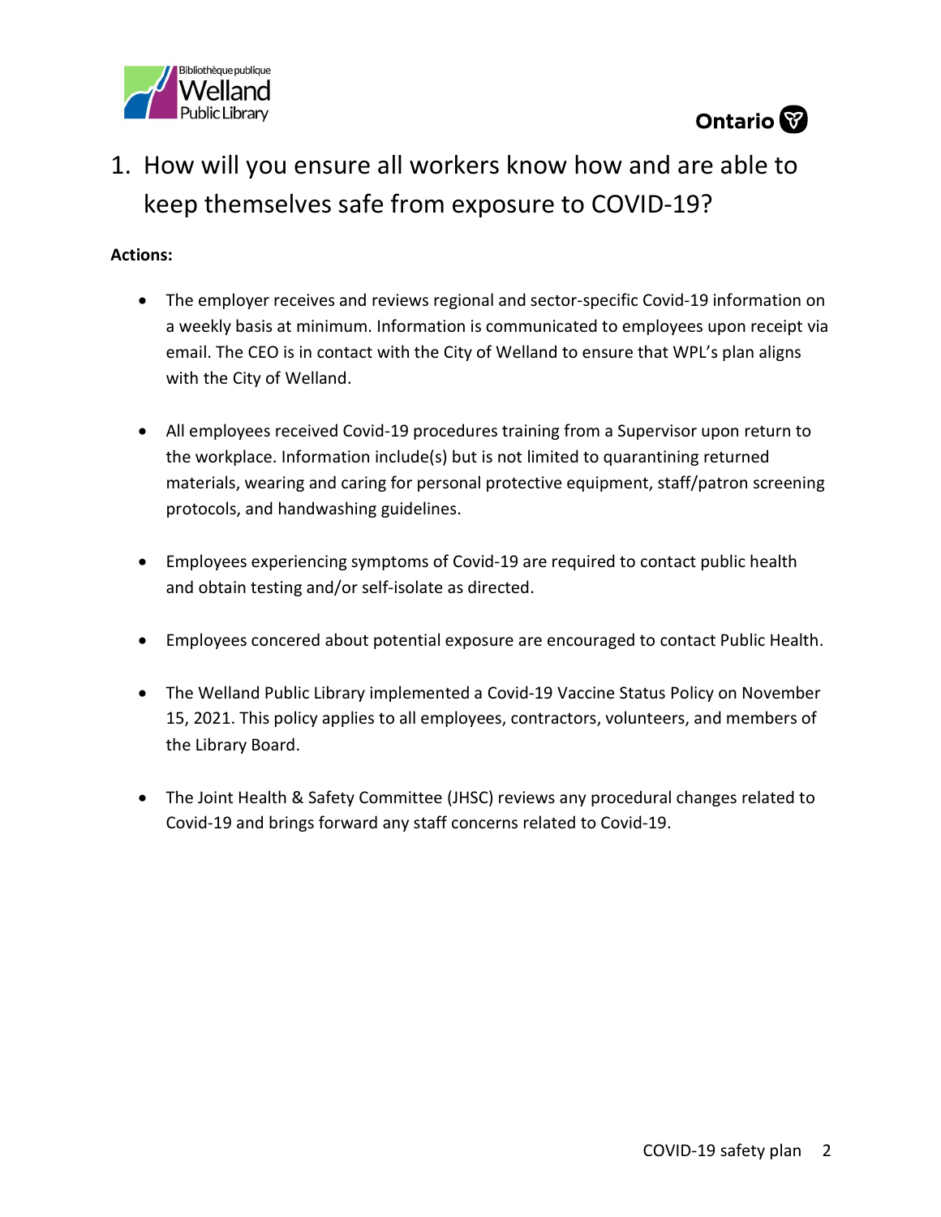# 1. How will you ensure all workers know how and are able to keep themselves safe from exposure to COVID-19?

**Actions:**

- The employer receives and reviews regional and sector-specific Covid-19 information on a weekly basis at minimum. Information is communicated to employees upon receipt via email. The CEO is in contact with the City of Welland to ensure that WPL's plan aligns with the City of Welland.

- All employees received Covid-19 procedures training from a Supervisor upon return to the workplace. Information include(s) but is not limited to quarantining returned materials, wearing and caring for personal protective equipment, staff/patron screening protocols, and handwashing guidelines.

- Employees experiencing symptoms of Covid-19 are required to contact public health and obtain testing and/or self-isolate as directed.

- Employees concerned about potential exposure are encouraged to contact Public Health.

- The Welland Public Library implemented a Covid-19 Vaccine Status Policy on November 15, 2021. This policy applies to all employees, contractors, volunteers, and members of the Library Board.

- The Joint Health & Safety Committee (JHSC) reviews any procedural changes related to Covid-19 and brings forward any staff concerns related to Covid-19.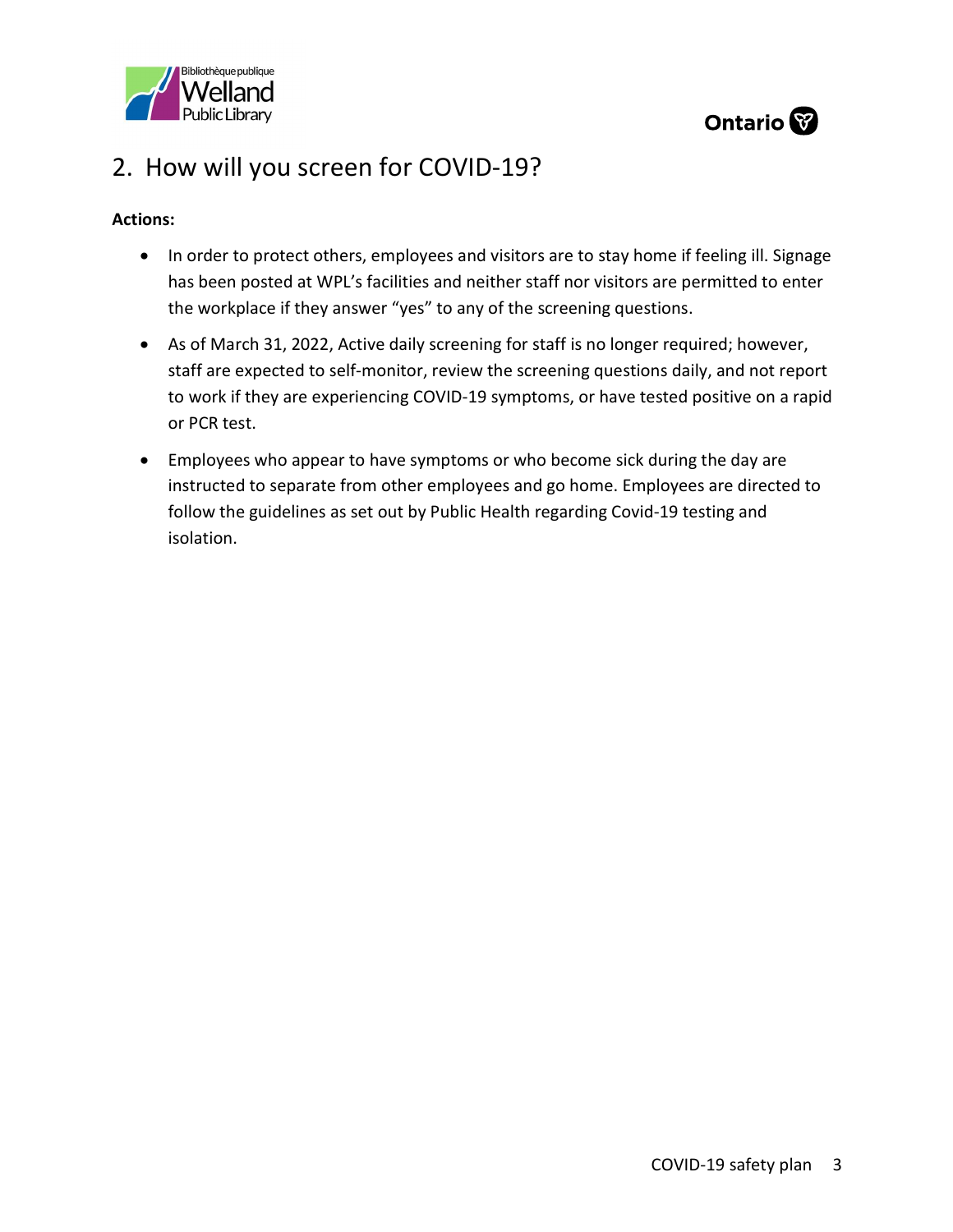## 2. How will you screen for COVID-19?

**Actions:**

- In order to protect others, employees and visitors are to stay home if feeling ill. Signage has been posted at WPL's facilities and neither staff nor visitors are permitted to enter the workplace if they answer "yes" to any of the screening questions.
- As of March 31, 2022, Active daily screening for staff is no longer required; however, staff are expected to self-monitor, review the screening questions daily, and not report to work if they are experiencing COVID-19 symptoms, or have tested positive on a rapid or PCR test.
- Employees who appear to have symptoms or who become sick during the day are instructed to separate from other employees and go home. Employees are directed to follow the guidelines as set out by Public Health regarding Covid-19 testing and isolation.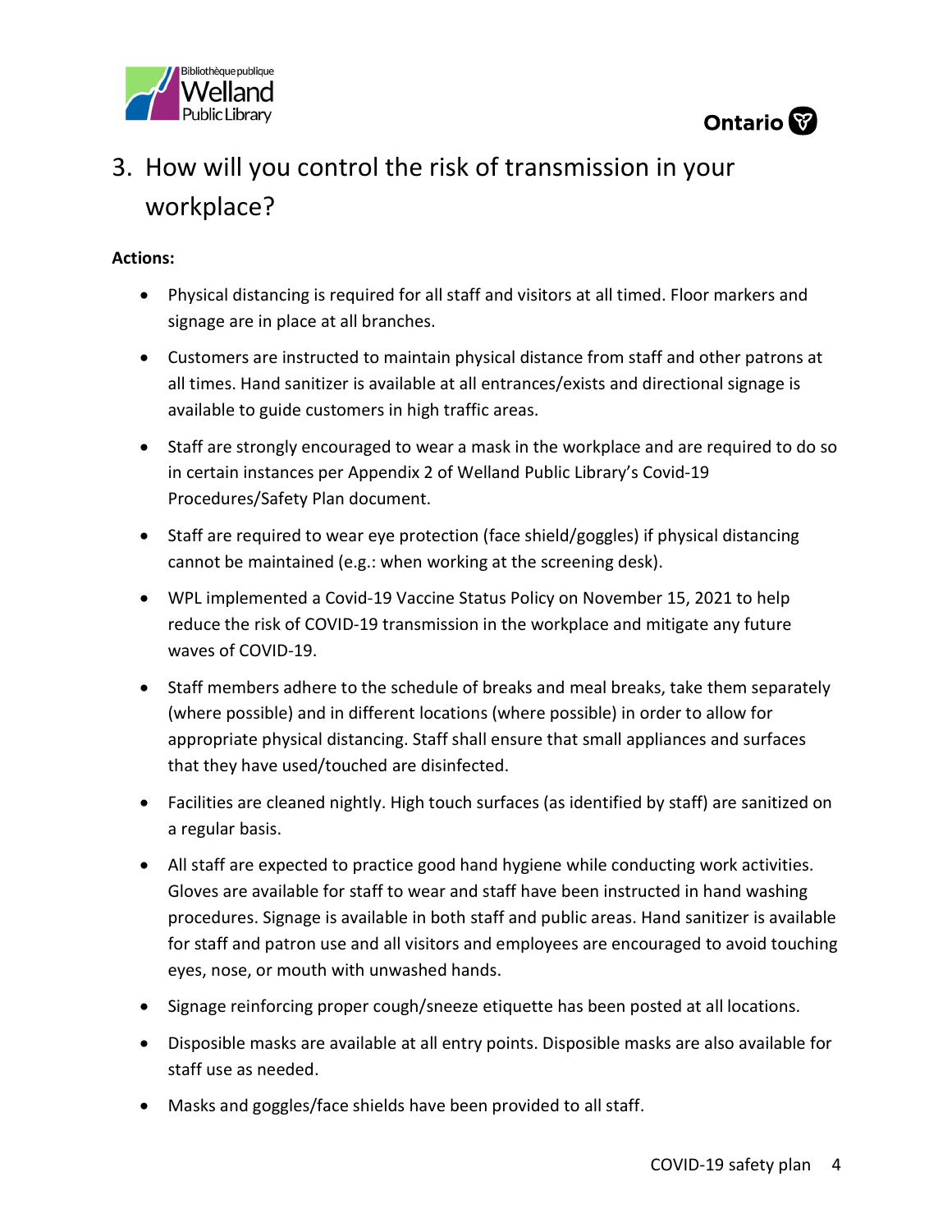## 3. How will you control the risk of transmission in your workplace?

**Actions:**

- Physical distancing is required for all staff and visitors at all timed. Floor markers and signage are in place at all branches.
- Customers are instructed to maintain physical distance from staff and other patrons at all times. Hand sanitizer is available at all entrances/exists and directional signage is available to guide customers in high traffic areas.
- Staff are strongly encouraged to wear a mask in the workplace and are required to do so in certain instances per Appendix 2 of Welland Public Library's Covid-19 Procedures/Safety Plan document.
- Staff are required to wear eye protection (face shield/goggles) if physical distancing cannot be maintained (e.g.: when working at the screening desk).
- WPL implemented a Covid-19 Vaccine Status Policy on November 15, 2021 to help reduce the risk of COVID-19 transmission in the workplace and mitigate any future waves of COVID-19.
- Staff members adhere to the schedule of breaks and meal breaks, take them separately (where possible) and in different locations (where possible) in order to allow for appropriate physical distancing. Staff shall ensure that small appliances and surfaces that they have used/touched are disinfected.
- Facilities are cleaned nightly. High touch surfaces (as identified by staff) are sanitized on a regular basis.
- All staff are expected to practice good hand hygiene while conducting work activities. Gloves are available for staff to wear and staff have been instructed in hand washing procedures. Signage is available in both staff and public areas. Hand sanitizer is available for staff and patron use and all visitors and employees are encouraged to avoid touching eyes, nose, or mouth with unwashed hands.
- Signage reinforcing proper cough/sneeze etiquette has been posted at all locations.
- Disposible masks are available at all entry points. Disposible masks are also available for staff use as needed.
- Masks and goggles/face shields have been provided to all staff.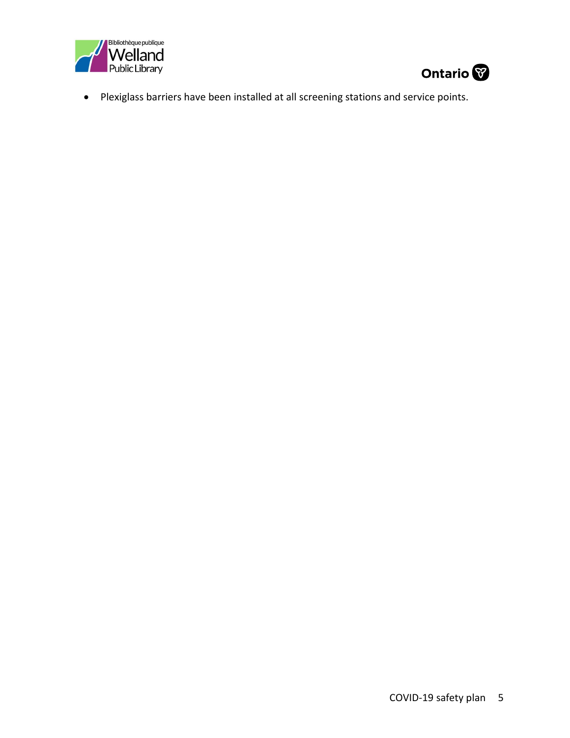- Plexiglass barriers have been installed at all screening stations and service points.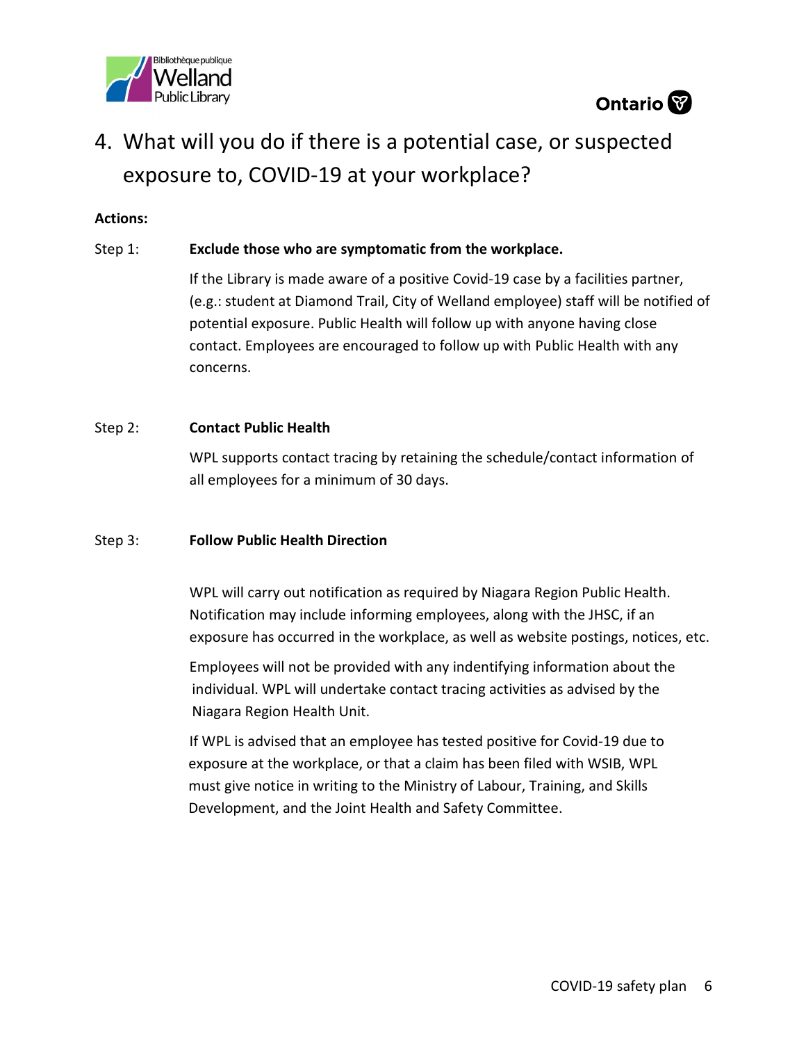## 4. What will you do if there is a potential case, or suspected exposure to, COVID-19 at your workplace?

**Actions:**

Step 1: **Exclude those who are symptomatic from the workplace.**

If the Library is made aware of a positive Covid-19 case by a facilities partner, (e.g.: student at Diamond Trail, City of Welland employee) staff will be notified of potential exposure. Public Health will follow up with anyone having close contact. Employees are encouraged to follow up with Public Health with any concerns.

Step 2: **Contact Public Health**

WPL supports contact tracing by retaining the schedule/contact information of all employees for a minimum of 30 days.

Step 3: **Follow Public Health Direction**

WPL will carry out notification as required by Niagara Region Public Health. Notification may include informing employees, along with the JHSC, if an exposure has occurred in the workplace, as well as website postings, notices, etc.

Employees will not be provided with any indentifying information about the individual. WPL will undertake contact tracing activities as advised by the Niagara Region Health Unit.

If WPL is advised that an employee has tested positive for Covid-19 due to exposure at the workplace, or that a claim has been filed with WSIB, WPL must give notice in writing to the Ministry of Labour, Training, and Skills Development, and the Joint Health and Safety Committee.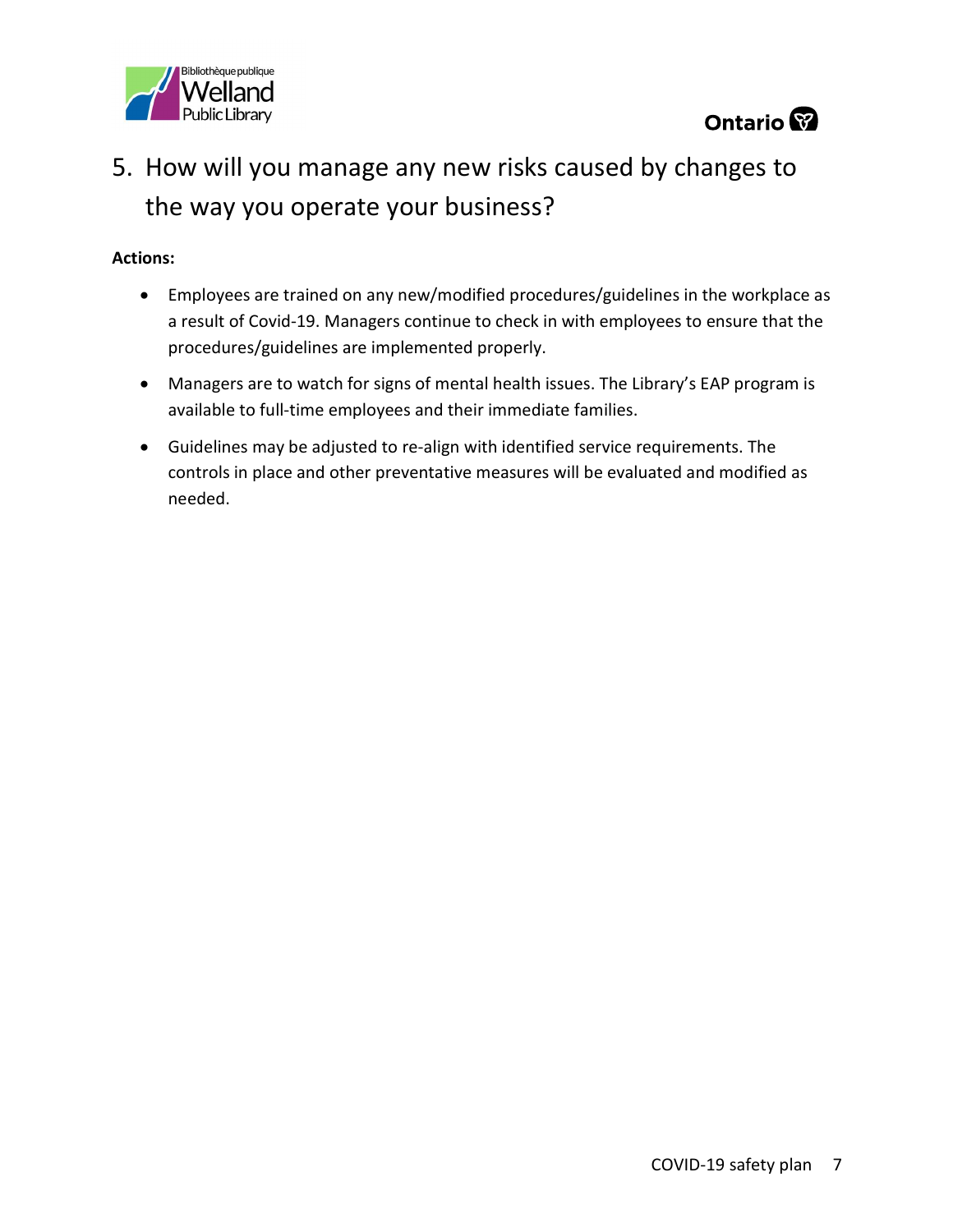## 5. How will you manage any new risks caused by changes to the way you operate your business?

**Actions:**

- Employees are trained on any new/modified procedures/guidelines in the workplace as a result of Covid-19. Managers continue to check in with employees to ensure that the procedures/guidelines are implemented properly.
- Managers are to watch for signs of mental health issues. The Library's EAP program is available to full-time employees and their immediate families.
- Guidelines may be adjusted to re-align with identified service requirements. The controls in place and other preventative measures will be evaluated and modified as needed.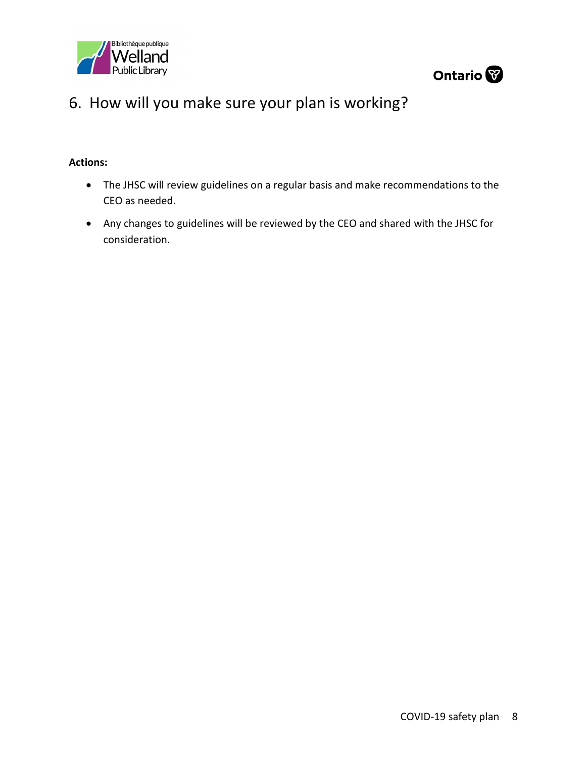## 6. How will you make sure your plan is working?

**Actions:**

- The JHSC will review guidelines on a regular basis and make recommendations to the CEO as needed.
- Any changes to guidelines will be reviewed by the CEO and shared with the JHSC for consideration.